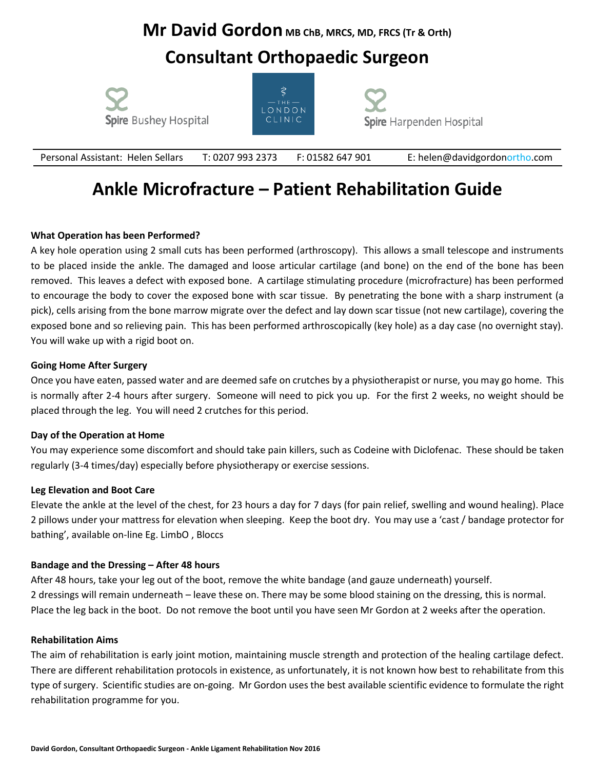# Mr David Gordon MB ChB, MRCS, MD, FRCS (Tr & Orth)

## Consultant Orthopaedic Surgeon

Spire Bushey Hospital | The London Clinic | Spire Harpenden Hospital

Personal Assistant: Helen Sellars T: 0207 993 2373 F: 01582 647 901 E: helen@davidgordonortho.com

# Ankle Microfracture – Patient Rehabilitation Guide

**What Operation has been Performed?**

A key hole operation using 2 small cuts has been performed (arthroscopy). This allows a small telescope and instruments to be placed inside the ankle. The damaged and loose articular cartilage (and bone) on the end of the bone has been removed. This leaves a defect with exposed bone. A cartilage stimulating procedure (microfracture) has been performed to encourage the body to cover the exposed bone with scar tissue. By penetrating the bone with a sharp instrument (a pick), cells arising from the bone marrow migrate over the defect and lay down scar tissue (not new cartilage), covering the exposed bone and so relieving pain. This has been performed arthroscopically (key hole) as a day case (no overnight stay). You will wake up with a rigid boot on.

**Going Home After Surgery**

Once you have eaten, passed water and are deemed safe on crutches by a physiotherapist or nurse, you may go home. This is normally after 2-4 hours after surgery. Someone will need to pick you up. For the first 2 weeks, no weight should be placed through the leg. You will need 2 crutches for this period.

**Day of the Operation at Home**

You may experience some discomfort and should take pain killers, such as Codeine with Diclofenac. These should be taken regularly (3-4 times/day) especially before physiotherapy or exercise sessions.

**Leg Elevation and Boot Care**

Elevate the ankle at the level of the chest, for 23 hours a day for 7 days (for pain relief, swelling and wound healing). Place 2 pillows under your mattress for elevation when sleeping. Keep the boot dry. You may use a 'cast / bandage protector for bathing', available on-line Eg. LimbO , Bloccs

**Bandage and the Dressing – After 48 hours**

After 48 hours, take your leg out of the boot, remove the white bandage (and gauze underneath) yourself.
2 dressings will remain underneath – leave these on. There may be some blood staining on the dressing, this is normal.
Place the leg back in the boot. Do not remove the boot until you have seen Mr Gordon at 2 weeks after the operation.

**Rehabilitation Aims**

The aim of rehabilitation is early joint motion, maintaining muscle strength and protection of the healing cartilage defect. There are different rehabilitation protocols in existence, as unfortunately, it is not known how best to rehabilitate from this type of surgery. Scientific studies are on-going. Mr Gordon uses the best available scientific evidence to formulate the right rehabilitation programme for you.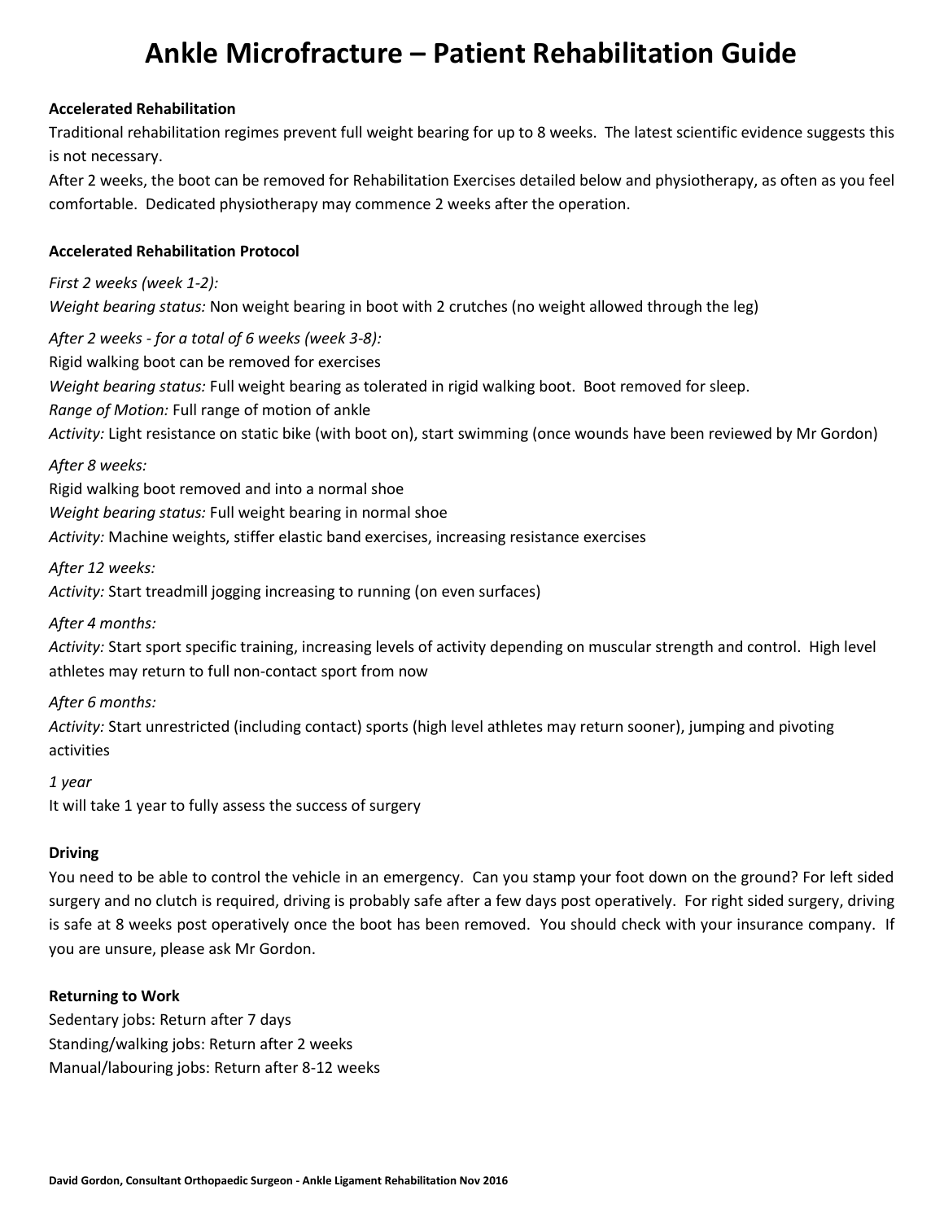# Ankle Microfracture – Patient Rehabilitation Guide

**Accelerated Rehabilitation**

Traditional rehabilitation regimes prevent full weight bearing for up to 8 weeks. The latest scientific evidence suggests this is not necessary.

After 2 weeks, the boot can be removed for Rehabilitation Exercises detailed below and physiotherapy, as often as you feel comfortable. Dedicated physiotherapy may commence 2 weeks after the operation.

**Accelerated Rehabilitation Protocol**

*First 2 weeks (week 1-2):*
*Weight bearing status:* Non weight bearing in boot with 2 crutches (no weight allowed through the leg)

*After 2 weeks - for a total of 6 weeks (week 3-8):*
Rigid walking boot can be removed for exercises
*Weight bearing status:* Full weight bearing as tolerated in rigid walking boot. Boot removed for sleep.
*Range of Motion:* Full range of motion of ankle
*Activity:* Light resistance on static bike (with boot on), start swimming (once wounds have been reviewed by Mr Gordon)

*After 8 weeks:*
Rigid walking boot removed and into a normal shoe
*Weight bearing status:* Full weight bearing in normal shoe
*Activity:* Machine weights, stiffer elastic band exercises, increasing resistance exercises

*After 12 weeks:*
*Activity:* Start treadmill jogging increasing to running (on even surfaces)

*After 4 months:*
*Activity:* Start sport specific training, increasing levels of activity depending on muscular strength and control. High level athletes may return to full non-contact sport from now

*After 6 months:*
*Activity:* Start unrestricted (including contact) sports (high level athletes may return sooner), jumping and pivoting activities

*1 year*
It will take 1 year to fully assess the success of surgery

**Driving**

You need to be able to control the vehicle in an emergency. Can you stamp your foot down on the ground? For left sided surgery and no clutch is required, driving is probably safe after a few days post operatively. For right sided surgery, driving is safe at 8 weeks post operatively once the boot has been removed. You should check with your insurance company. If you are unsure, please ask Mr Gordon.

**Returning to Work**

Sedentary jobs: Return after 7 days
Standing/walking jobs: Return after 2 weeks
Manual/labouring jobs: Return after 8-12 weeks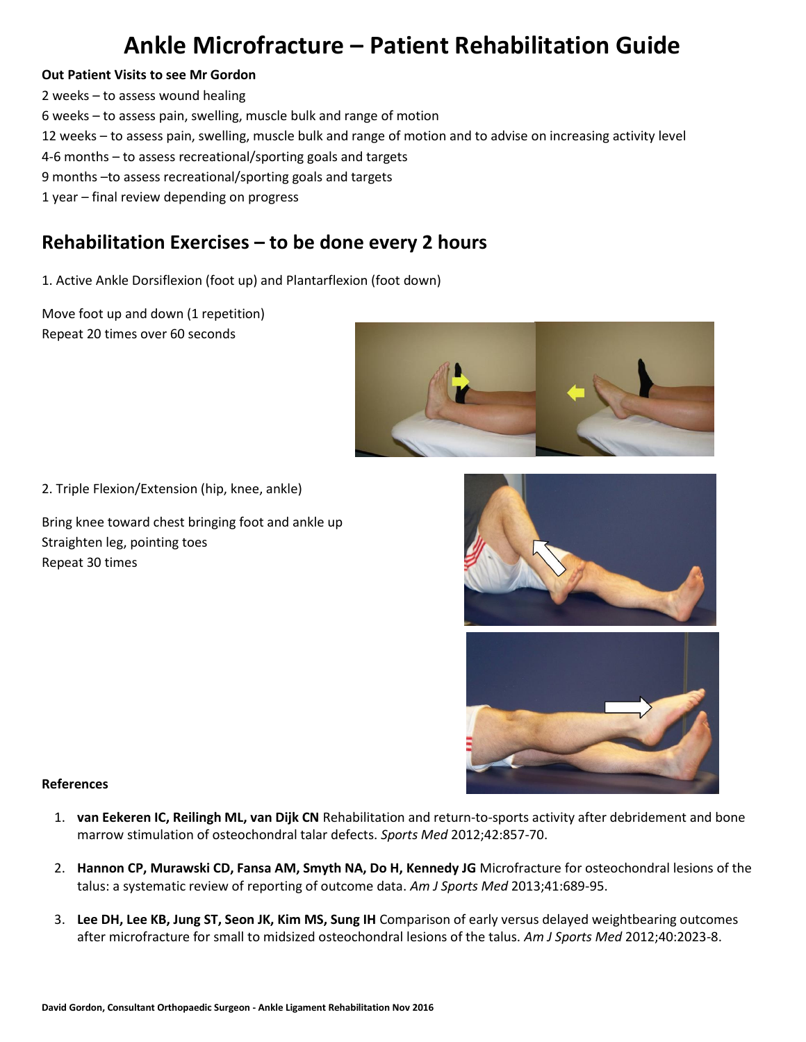# Ankle Microfracture – Patient Rehabilitation Guide

**Out Patient Visits to see Mr Gordon**

2 weeks – to assess wound healing

6 weeks – to assess pain, swelling, muscle bulk and range of motion

12 weeks – to assess pain, swelling, muscle bulk and range of motion and to advise on increasing activity level

4-6 months – to assess recreational/sporting goals and targets

9 months –to assess recreational/sporting goals and targets

1 year – final review depending on progress

## Rehabilitation Exercises – to be done every 2 hours

1. Active Ankle Dorsiflexion (foot up) and Plantarflexion (foot down)

Move foot up and down (1 repetition)
Repeat 20 times over 60 seconds

2. Triple Flexion/Extension (hip, knee, ankle)

Bring knee toward chest bringing foot and ankle up
Straighten leg, pointing toes
Repeat 30 times

**References**

1. **van Eekeren IC, Reilingh ML, van Dijk CN** Rehabilitation and return-to-sports activity after debridement and bone marrow stimulation of osteochondral talar defects. *Sports Med* 2012;42:857-70.

2. **Hannon CP, Murawski CD, Fansa AM, Smyth NA, Do H, Kennedy JG** Microfracture for osteochondral lesions of the talus: a systematic review of reporting of outcome data. *Am J Sports Med* 2013;41:689-95.

3. **Lee DH, Lee KB, Jung ST, Seon JK, Kim MS, Sung IH** Comparison of early versus delayed weightbearing outcomes after microfracture for small to midsized osteochondral lesions of the talus. *Am J Sports Med* 2012;40:2023-8.